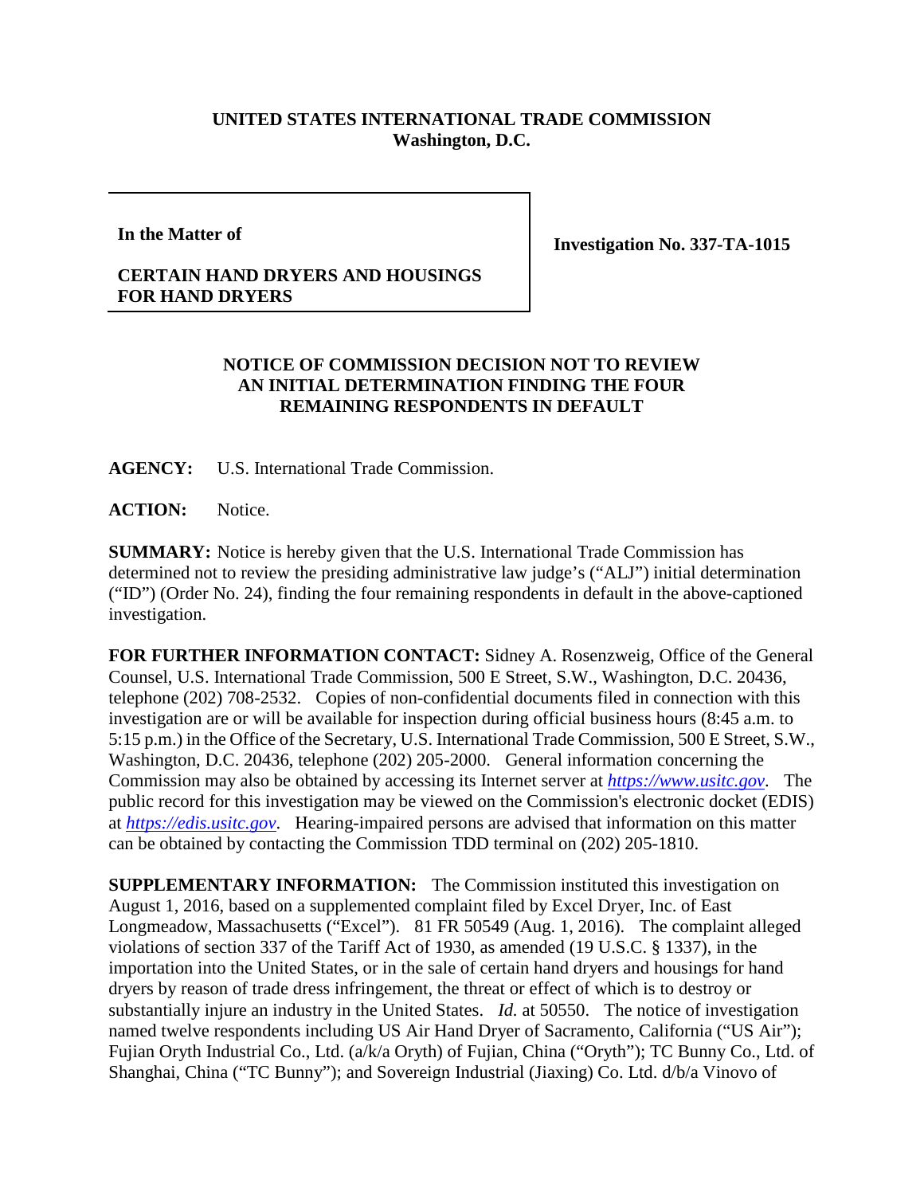**UNITED STATES INTERNATIONAL TRADE COMMISSION**
**Washington, D.C.**

| | |
|---|---|
| **In the Matter of**<br><br>**CERTAIN HAND DRYERS AND HOUSINGS FOR HAND DRYERS** | **Investigation No. 337-TA-1015** |

**NOTICE OF COMMISSION DECISION NOT TO REVIEW AN INITIAL DETERMINATION FINDING THE FOUR REMAINING RESPONDENTS IN DEFAULT**

**AGENCY:** U.S. International Trade Commission.

**ACTION:** Notice.

**SUMMARY:** Notice is hereby given that the U.S. International Trade Commission has determined not to review the presiding administrative law judge's ("ALJ") initial determination ("ID") (Order No. 24), finding the four remaining respondents in default in the above-captioned investigation.

**FOR FURTHER INFORMATION CONTACT:** Sidney A. Rosenzweig, Office of the General Counsel, U.S. International Trade Commission, 500 E Street, S.W., Washington, D.C. 20436, telephone (202) 708-2532. Copies of non-confidential documents filed in connection with this investigation are or will be available for inspection during official business hours (8:45 a.m. to 5:15 p.m.) in the Office of the Secretary, U.S. International Trade Commission, 500 E Street, S.W., Washington, D.C. 20436, telephone (202) 205-2000. General information concerning the Commission may also be obtained by accessing its Internet server at *https://www.usitc.gov*. The public record for this investigation may be viewed on the Commission's electronic docket (EDIS) at *https://edis.usitc.gov*. Hearing-impaired persons are advised that information on this matter can be obtained by contacting the Commission TDD terminal on (202) 205-1810.

**SUPPLEMENTARY INFORMATION:** The Commission instituted this investigation on August 1, 2016, based on a supplemented complaint filed by Excel Dryer, Inc. of East Longmeadow, Massachusetts ("Excel"). 81 FR 50549 (Aug. 1, 2016). The complaint alleged violations of section 337 of the Tariff Act of 1930, as amended (19 U.S.C. § 1337), in the importation into the United States, or in the sale of certain hand dryers and housings for hand dryers by reason of trade dress infringement, the threat or effect of which is to destroy or substantially injure an industry in the United States. *Id.* at 50550. The notice of investigation named twelve respondents including US Air Hand Dryer of Sacramento, California ("US Air"); Fujian Oryth Industrial Co., Ltd. (a/k/a Oryth) of Fujian, China ("Oryth"); TC Bunny Co., Ltd. of Shanghai, China ("TC Bunny"); and Sovereign Industrial (Jiaxing) Co. Ltd. d/b/a Vinovo of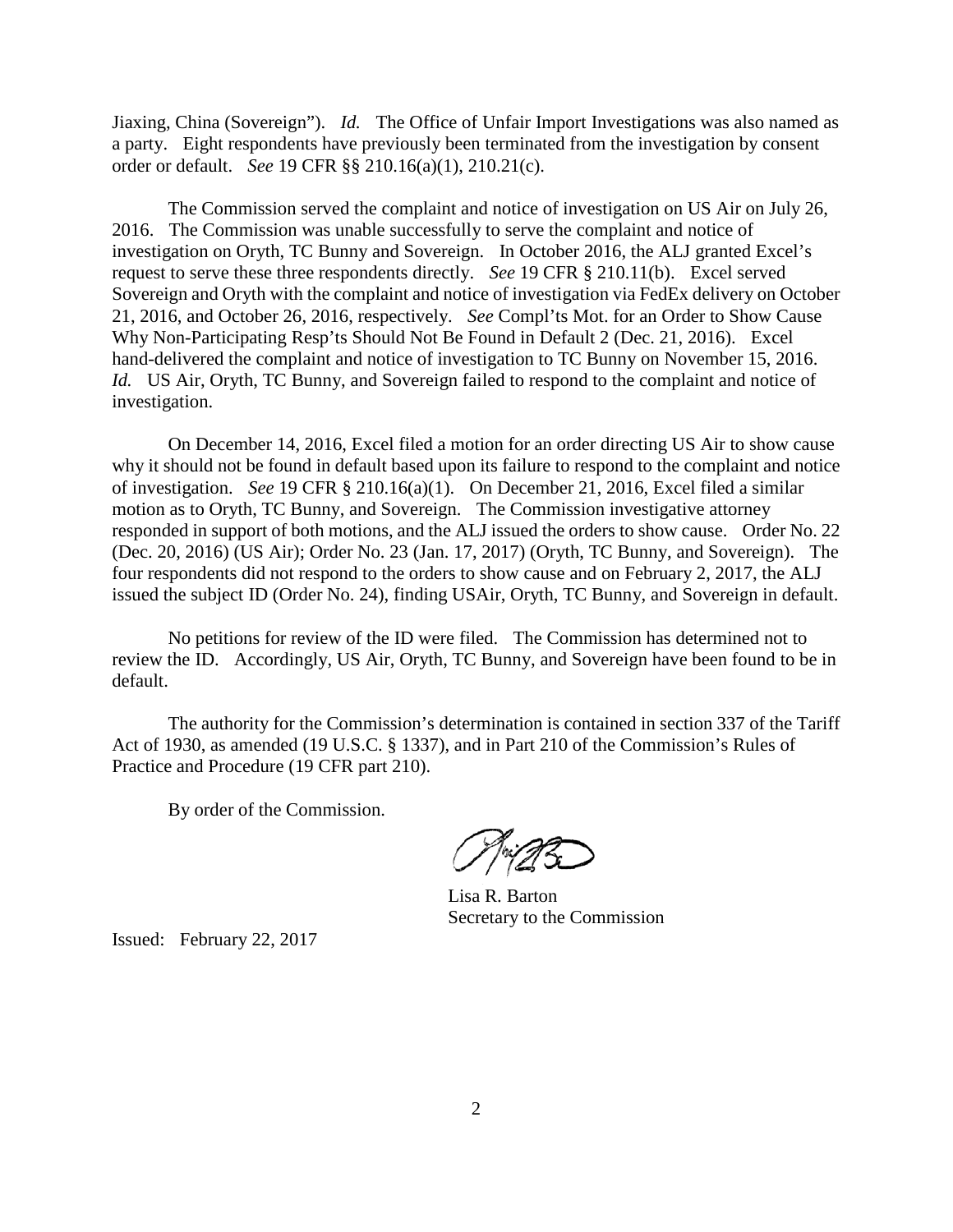Jiaxing, China (Sovereign"). *Id.* The Office of Unfair Import Investigations was also named as a party. Eight respondents have previously been terminated from the investigation by consent order or default. *See* 19 CFR §§ 210.16(a)(1), 210.21(c).

The Commission served the complaint and notice of investigation on US Air on July 26, 2016. The Commission was unable successfully to serve the complaint and notice of investigation on Oryth, TC Bunny and Sovereign. In October 2016, the ALJ granted Excel's request to serve these three respondents directly. *See* 19 CFR § 210.11(b). Excel served Sovereign and Oryth with the complaint and notice of investigation via FedEx delivery on October 21, 2016, and October 26, 2016, respectively. *See* Compl'ts Mot. for an Order to Show Cause Why Non-Participating Resp'ts Should Not Be Found in Default 2 (Dec. 21, 2016). Excel hand-delivered the complaint and notice of investigation to TC Bunny on November 15, 2016. *Id.* US Air, Oryth, TC Bunny, and Sovereign failed to respond to the complaint and notice of investigation.

On December 14, 2016, Excel filed a motion for an order directing US Air to show cause why it should not be found in default based upon its failure to respond to the complaint and notice of investigation. *See* 19 CFR § 210.16(a)(1). On December 21, 2016, Excel filed a similar motion as to Oryth, TC Bunny, and Sovereign. The Commission investigative attorney responded in support of both motions, and the ALJ issued the orders to show cause. Order No. 22 (Dec. 20, 2016) (US Air); Order No. 23 (Jan. 17, 2017) (Oryth, TC Bunny, and Sovereign). The four respondents did not respond to the orders to show cause and on February 2, 2017, the ALJ issued the subject ID (Order No. 24), finding USAir, Oryth, TC Bunny, and Sovereign in default.

No petitions for review of the ID were filed. The Commission has determined not to review the ID. Accordingly, US Air, Oryth, TC Bunny, and Sovereign have been found to be in default.

The authority for the Commission's determination is contained in section 337 of the Tariff Act of 1930, as amended (19 U.S.C. § 1337), and in Part 210 of the Commission's Rules of Practice and Procedure (19 CFR part 210).

By order of the Commission.

Lisa R. Barton
Secretary to the Commission

Issued: February 22, 2017